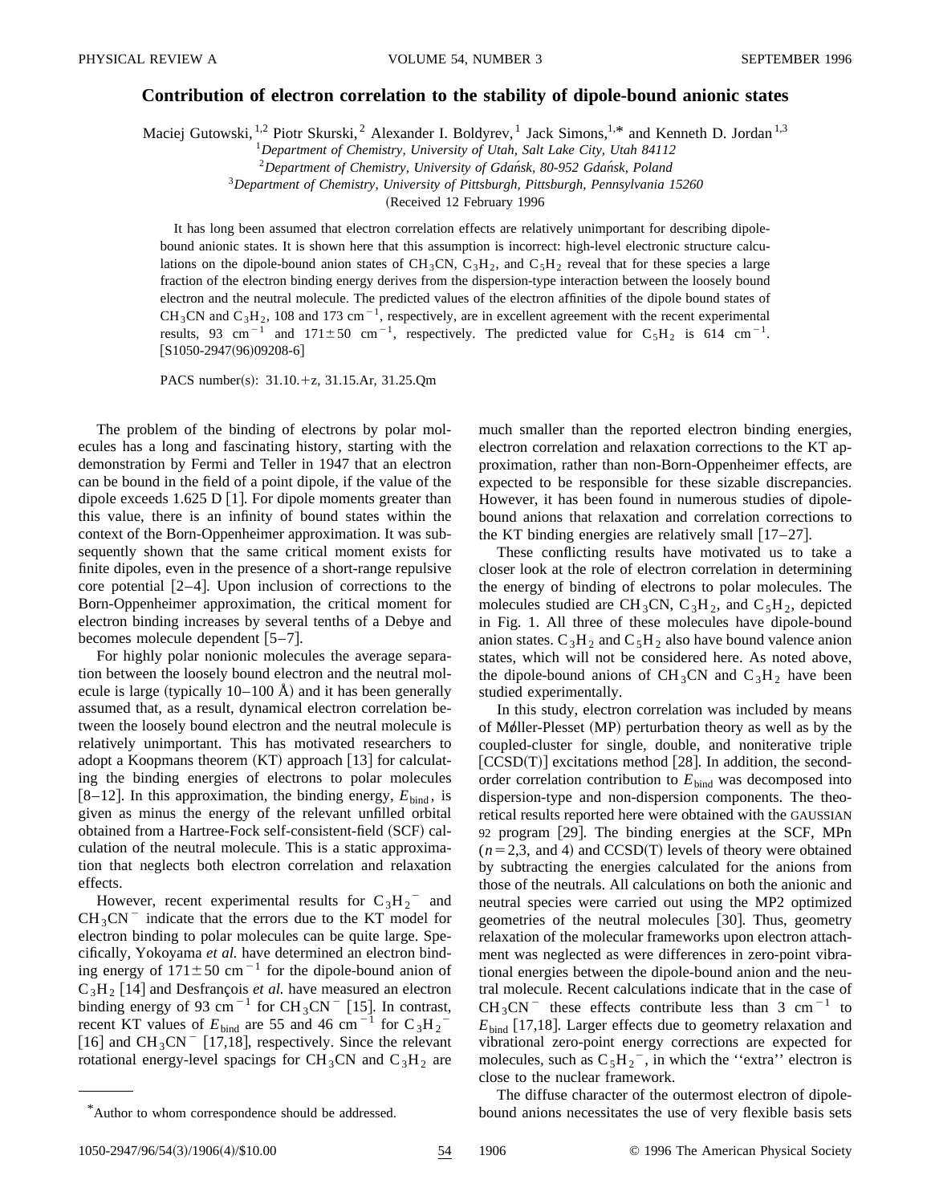# Contribution of electron correlation to the stability of dipole-bound anionic states

Maciej Gutowski,[1,2] Piotr Skurski,[2] Alexander I. Boldyrev,[1] Jack Simons,[1,*] and Kenneth D. Jordan[1,3]

[1]*Department of Chemistry, University of Utah, Salt Lake City, Utah 84112*
[2]*Department of Chemistry, University of Gdańsk, 80-952 Gdańsk, Poland*
[3]*Department of Chemistry, University of Pittsburgh, Pittsburgh, Pennsylvania 15260*

(Received 12 February 1996)

It has long been assumed that electron correlation effects are relatively unimportant for describing dipole-bound anionic states. It is shown here that this assumption is incorrect: high-level electronic structure calculations on the dipole-bound anion states of $CH_3CN$, $C_3H_2$, and $C_5H_2$ reveal that for these species a large fraction of the electron binding energy derives from the dispersion-type interaction between the loosely bound electron and the neutral molecule. The predicted values of the electron affinities of the dipole bound states of $CH_3CN$ and $C_3H_2$, 108 and 173 $cm^{-1}$, respectively, are in excellent agreement with the recent experimental results, 93 $cm^{-1}$ and $171\pm50$ $cm^{-1}$, respectively. The predicted value for $C_5H_2$ is 614 $cm^{-1}$. [S1050-2947(96)09208-6]

PACS number(s): 31.10.+z, 31.15.Ar, 31.25.Qm

The problem of the binding of electrons by polar molecules has a long and fascinating history, starting with the demonstration by Fermi and Teller in 1947 that an electron can be bound in the field of a point dipole, if the value of the dipole exceeds 1.625 D [1]. For dipole moments greater than this value, there is an infinity of bound states within the context of the Born-Oppenheimer approximation. It was subsequently shown that the same critical moment exists for finite dipoles, even in the presence of a short-range repulsive core potential [2–4]. Upon inclusion of corrections to the Born-Oppenheimer approximation, the critical moment for electron binding increases by several tenths of a Debye and becomes molecule dependent [5–7].

For highly polar nonionic molecules the average separation between the loosely bound electron and the neutral molecule is large (typically 10–100 Å) and it has been generally assumed that, as a result, dynamical electron correlation between the loosely bound electron and the neutral molecule is relatively unimportant. This has motivated researchers to adopt a Koopmans theorem (KT) approach [13] for calculating the binding energies of electrons to polar molecules [8–12]. In this approximation, the binding energy, $E_{bind}$, is given as minus the energy of the relevant unfilled orbital obtained from a Hartree-Fock self-consistent-field (SCF) calculation of the neutral molecule. This is a static approximation that neglects both electron correlation and relaxation effects.

However, recent experimental results for $C_3H_2^-$ and $CH_3CN^-$ indicate that the errors due to the KT model for electron binding to polar molecules can be quite large. Specifically, Yokoyama *et al.* have determined an electron binding energy of $171\pm50$ $cm^{-1}$ for the dipole-bound anion of $C_3H_2$ [14] and Desfrançois *et al.* have measured an electron binding energy of 93 $cm^{-1}$ for $CH_3CN^-$ [15]. In contrast, recent KT values of $E_{bind}$ are 55 and 46 $cm^{-1}$ for $C_3H_2^-$ [16] and $CH_3CN^-$ [17,18], respectively. Since the relevant rotational energy-level spacings for $CH_3CN$ and $C_3H_2$ are much smaller than the reported electron binding energies, electron correlation and relaxation corrections to the KT approximation, rather than non-Born-Oppenheimer effects, are expected to be responsible for these sizable discrepancies. However, it has been found in numerous studies of dipole-bound anions that relaxation and correlation corrections to the KT binding energies are relatively small [17–27].

These conflicting results have motivated us to take a closer look at the role of electron correlation in determining the energy of binding of electrons to polar molecules. The molecules studied are $CH_3CN$, $C_3H_2$, and $C_5H_2$, depicted in Fig. 1. All three of these molecules have dipole-bound anion states. $C_3H_2$ and $C_5H_2$ also have bound valence anion states, which will not be considered here. As noted above, the dipole-bound anions of $CH_3CN$ and $C_3H_2$ have been studied experimentally.

In this study, electron correlation was included by means of Møller-Plesset (MP) perturbation theory as well as by the coupled-cluster for single, double, and noniterative triple [CCSD(T)] excitations method [28]. In addition, the second-order correlation contribution to $E_{bind}$ was decomposed into dispersion-type and non-dispersion components. The theoretical results reported here were obtained with the GAUSSIAN 92 program [29]. The binding energies at the SCF, MPn ($n=2,3$, and 4) and CCSD(T) levels of theory were obtained by subtracting the energies calculated for the anions from those of the neutrals. All calculations on both the anionic and neutral species were carried out using the MP2 optimized geometries of the neutral molecules [30]. Thus, geometry relaxation of the molecular frameworks upon electron attachment was neglected as were differences in zero-point vibrational energies between the dipole-bound anion and the neutral molecule. Recent calculations indicate that in the case of $CH_3CN^-$ these effects contribute less than 3 $cm^{-1}$ to $E_{bind}$ [17,18]. Larger effects due to geometry relaxation and vibrational zero-point energy corrections are expected for molecules, such as $C_5H_2^-$, in which the "extra" electron is close to the nuclear framework.

The diffuse character of the outermost electron of dipole-bound anions necessitates the use of very flexible basis sets

*Author to whom correspondence should be addressed.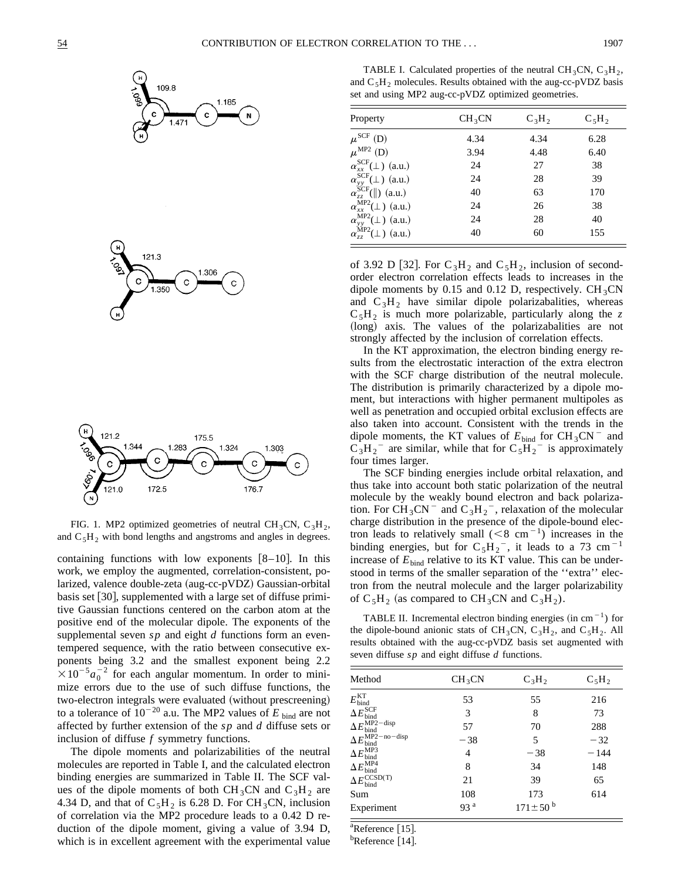FIG. 1. MP2 optimized geometries of neutral $CH_3CN$, $C_3H_2$, and $C_5H_2$ with bond lengths and angstroms and angles in degrees.

containing functions with low exponents [8–10]. In this work, we employ the augmented, correlation-consistent, polarized, valence double-zeta (aug-cc-pVDZ) Gaussian-orbital basis set [30], supplemented with a large set of diffuse primitive Gaussian functions centered on the carbon atom at the positive end of the molecular dipole. The exponents of the supplemental seven *sp* and eight *d* functions form an even-tempered sequence, with the ratio between consecutive exponents being 3.2 and the smallest exponent being $2.2 \times 10^{-5} a_0^{-2}$ for each angular momentum. In order to minimize errors due to the use of such diffuse functions, the two-electron integrals were evaluated (without prescreening) to a tolerance of $10^{-20}$ a.u. The MP2 values of $E_{\text{bind}}$ are not affected by further extension of the *sp* and *d* diffuse sets or inclusion of diffuse *f* symmetry functions.

The dipole moments and polarizabilities of the neutral molecules are reported in Table I, and the calculated electron binding energies are summarized in Table II. The SCF values of the dipole moments of both $CH_3CN$ and $C_3H_2$ are 4.34 D, and that of $C_5H_2$ is 6.28 D. For $CH_3CN$, inclusion of correlation via the MP2 procedure leads to a 0.42 D reduction of the dipole moment, giving a value of 3.94 D, which is in excellent agreement with the experimental value of 3.92 D [32]. For $C_3H_2$ and $C_5H_2$, inclusion of second-order electron correlation effects leads to increases in the dipole moments by 0.15 and 0.12 D, respectively. $CH_3CN$ and $C_3H_2$ have similar dipole polarizabalities, whereas $C_5H_2$ is much more polarizable, particularly along the *z* (long) axis. The values of the polarizabalities are not strongly affected by the inclusion of correlation effects.

In the KT approximation, the electron binding energy results from the electrostatic interaction of the extra electron with the SCF charge distribution of the neutral molecule. The distribution is primarily characterized by a dipole moment, but interactions with higher permanent multipoles as well as penetration and occupied orbital exclusion effects are also taken into account. Consistent with the trends in the dipole moments, the KT values of $E_{\text{bind}}$ for $CH_3CN^-$ and $C_3H_2{}^-$ are similar, while that for $C_5H_2{}^-$ is approximately four times larger.

The SCF binding energies include orbital relaxation, and thus take into account both static polarization of the neutral molecule by the weakly bound electron and back polarization. For $CH_3CN^-$ and $C_3H_2{}^-$, relaxation of the molecular charge distribution in the presence of the dipole-bound electron leads to relatively small ($<8$ cm$^{-1}$) increases in the binding energies, but for $C_5H_2{}^-$, it leads to a 73 cm$^{-1}$ increase of $E_{\text{bind}}$ relative to its KT value. This can be understood in terms of the smaller separation of the ''extra'' electron from the neutral molecule and the larger polarizability of $C_5H_2$ (as compared to $CH_3CN$ and $C_3H_2$).

TABLE I. Calculated properties of the neutral $CH_3CN$, $C_3H_2$, and $C_5H_2$ molecules. Results obtained with the aug-cc-pVDZ basis set and using MP2 aug-cc-pVDZ optimized geometries.

| Property | $CH_3CN$ | $C_3H_2$ | $C_5H_2$ |
|---|---|---|---|
| $\mu^{\text{SCF}}$ (D) | 4.34 | 4.34 | 6.28 |
| $\mu^{\text{MP2}}$ (D) | 3.94 | 4.48 | 6.40 |
| $\alpha_{xx}^{\text{SCF}}(\perp)$ (a.u.) | 24 | 27 | 38 |
| $\alpha_{yy}^{\text{SCF}}(\perp)$ (a.u.) | 24 | 28 | 39 |
| $\alpha_{zz}^{\text{SCF}}(\parallel)$ (a.u.) | 40 | 63 | 170 |
| $\alpha_{xx}^{\text{MP2}}(\perp)$ (a.u.) | 24 | 26 | 38 |
| $\alpha_{yy}^{\text{MP2}}(\perp)$ (a.u.) | 24 | 28 | 40 |
| $\alpha_{zz}^{\text{MP2}}(\perp)$ (a.u.) | 40 | 60 | 155 |

TABLE II. Incremental electron binding energies (in cm$^{-1}$) for the dipole-bound anionic stats of $CH_3CN$, $C_3H_2$, and $C_5H_2$. All results obtained with the aug-cc-pVDZ basis set augmented with seven diffuse *sp* and eight diffuse *d* functions.

| Method | $CH_3CN$ | $C_3H_2$ | $C_5H_2$ |
|---|---|---|---|
| $E_{\text{bind}}^{\text{KT}}$ | 53 | 55 | 216 |
| $\Delta E_{\text{bind}}^{\text{SCF}}$ | 3 | 8 | 73 |
| $\Delta E_{\text{bind}}^{\text{MP2-disp}}$ | 57 | 70 | 288 |
| $\Delta E_{\text{bind}}^{\text{MP2-no-disp}}$ | $-38$ | 5 | $-32$ |
| $\Delta E_{\text{bind}}^{\text{MP3}}$ | 4 | $-38$ | $-144$ |
| $\Delta E_{\text{bind}}^{\text{MP4}}$ | 8 | 34 | 148 |
| $\Delta E_{\text{bind}}^{\text{CCSD(T)}}$ | 21 | 39 | 65 |
| Sum | 108 | 173 | 614 |
| Experiment | 93 [a] | $171 \pm 50$ [b] | |

[a]Reference [15].

[b]Reference [14].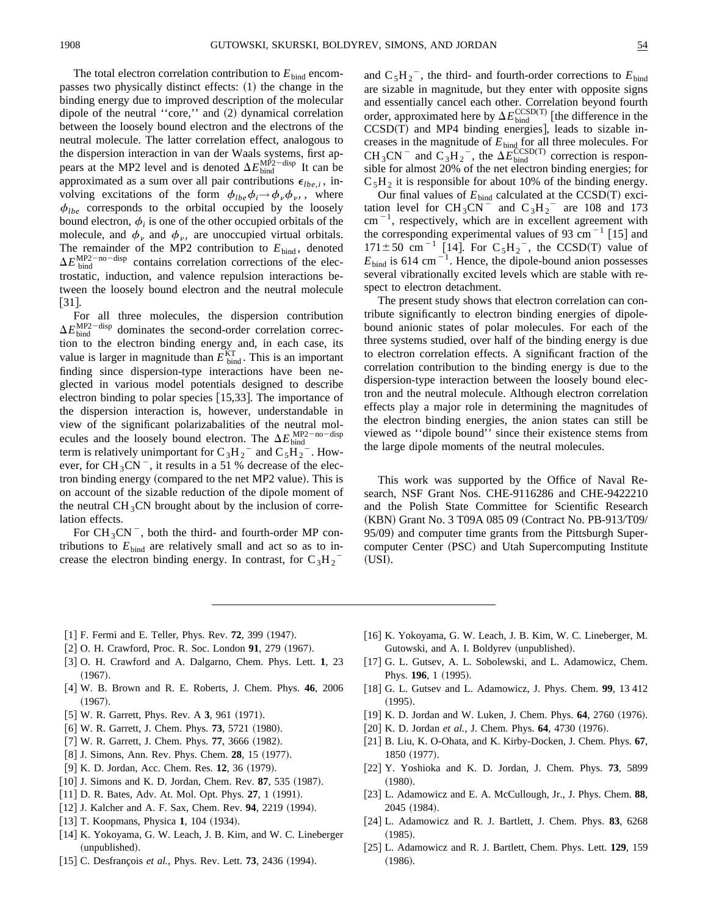The total electron correlation contribution to $E_{\mathrm{bind}}$ encompasses two physically distinct effects: (1) the change in the binding energy due to improved description of the molecular dipole of the neutral ''core,'' and (2) dynamical correlation between the loosely bound electron and the electrons of the neutral molecule. The latter correlation effect, analogous to the dispersion interaction in van der Waals systems, first appears at the MP2 level and is denoted $\Delta E_{\mathrm{bind}}^{\mathrm{MP2-disp}}$ It can be approximated as a sum over all pair contributions $\epsilon_{lbe,i}$, involving excitations of the form $\phi_{lbe}\phi_i \rightarrow \phi_\nu \phi_{\nu'}$, where $\phi_{lbe}$ corresponds to the orbital occupied by the loosely bound electron, $\phi_i$ is one of the other occupied orbitals of the molecule, and $\phi_\nu$ and $\phi_{\nu'}$ are unoccupied virtual orbitals. The remainder of the MP2 contribution to $E_{\mathrm{bind}}$, denoted $\Delta E_{\mathrm{bind}}^{\mathrm{MP2-no-disp}}$ contains correlation corrections of the electrostatic, induction, and valence repulsion interactions between the loosely bound electron and the neutral molecule [31].

For all three molecules, the dispersion contribution $\Delta E_{\mathrm{bind}}^{\mathrm{MP2-disp}}$ dominates the second-order correlation correction to the electron binding energy and, in each case, its value is larger in magnitude than $E_{\mathrm{bind}}^{\mathrm{KT}}$. This is an important finding since dispersion-type interactions have been neglected in various model potentials designed to describe electron binding to polar species [15,33]. The importance of the dispersion interaction is, however, understandable in view of the significant polarizabalities of the neutral molecules and the loosely bound electron. The $\Delta E_{\mathrm{bind}}^{\mathrm{MP2-no-disp}}$ term is relatively unimportant for $C_3H_2{}^-$ and $C_5H_2{}^-$. However, for $CH_3CN^-$, it results in a 51 % decrease of the electron binding energy (compared to the net MP2 value). This is on account of the sizable reduction of the dipole moment of the neutral $CH_3CN$ brought about by the inclusion of correlation effects.

For $CH_3CN^-$, both the third- and fourth-order MP contributions to $E_{\mathrm{bind}}$ are relatively small and act so as to increase the electron binding energy. In contrast, for $C_3H_2{}^-$ and $C_5H_2{}^-$, the third- and fourth-order corrections to $E_{\mathrm{bind}}$ are sizable in magnitude, but they enter with opposite signs and essentially cancel each other. Correlation beyond fourth order, approximated here by $\Delta E_{\mathrm{bind}}^{\mathrm{CCSD(T)}}$ [the difference in the CCSD(T) and MP4 binding energies], leads to sizable increases in the magnitude of $E_{\mathrm{bind}}$ for all three molecules. For $CH_3CN^-$ and $C_3H_2{}^-$, the $\Delta E_{\mathrm{bind}}^{\mathrm{CCSD(T)}}$ correction is responsible for almost 20% of the net electron binding energies; for $C_5H_2$ it is responsible for about 10% of the binding energy.

Our final values of $E_{\mathrm{bind}}$ calculated at the CCSD(T) excitation level for $CH_3CN^-$ and $C_3H_2{}^-$ are 108 and 173 $\mathrm{cm}^{-1}$, respectively, which are in excellent agreement with the corresponding experimental values of 93 $\mathrm{cm}^{-1}$ [15] and $171 \pm 50$ $\mathrm{cm}^{-1}$ [14]. For $C_5H_2{}^-$, the CCSD(T) value of $E_{\mathrm{bind}}$ is 614 $\mathrm{cm}^{-1}$. Hence, the dipole-bound anion possesses several vibrationally excited levels which are stable with respect to electron detachment.

The present study shows that electron correlation can contribute significantly to electron binding energies of dipole-bound anionic states of polar molecules. For each of the three systems studied, over half of the binding energy is due to electron correlation effects. A significant fraction of the correlation contribution to the binding energy is due to the dispersion-type interaction between the loosely bound electron and the neutral molecule. Although electron correlation effects play a major role in determining the magnitudes of the electron binding energies, the anion states can still be viewed as ''dipole bound'' since their existence stems from the large dipole moments of the neutral molecules.

This work was supported by the Office of Naval Research, NSF Grant Nos. CHE-9116286 and CHE-9422210 and the Polish State Committee for Scientific Research (KBN) Grant No. 3 T09A 085 09 (Contract No. PB-913/T09/95/09) and computer time grants from the Pittsburgh Supercomputer Center (PSC) and Utah Supercomputing Institute (USI).

---

[1] F. Fermi and E. Teller, Phys. Rev. **72**, 399 (1947).
[2] O. H. Crawford, Proc. R. Soc. London **91**, 279 (1967).
[3] O. H. Crawford and A. Dalgarno, Chem. Phys. Lett. **1**, 23 (1967).
[4] W. B. Brown and R. E. Roberts, J. Chem. Phys. **46**, 2006 (1967).
[5] W. R. Garrett, Phys. Rev. A **3**, 961 (1971).
[6] W. R. Garrett, J. Chem. Phys. **73**, 5721 (1980).
[7] W. R. Garrett, J. Chem. Phys. **77**, 3666 (1982).
[8] J. Simons, Ann. Rev. Phys. Chem. **28**, 15 (1977).
[9] K. D. Jordan, Acc. Chem. Res. **12**, 36 (1979).
[10] J. Simons and K. D. Jordan, Chem. Rev. **87**, 535 (1987).
[11] D. R. Bates, Adv. At. Mol. Opt. Phys. **27**, 1 (1991).
[12] J. Kalcher and A. F. Sax, Chem. Rev. **94**, 2219 (1994).
[13] T. Koopmans, Physica **1**, 104 (1934).
[14] K. Yokoyama, G. W. Leach, J. B. Kim, and W. C. Lineberger (unpublished).
[15] C. Desfrançois *et al.*, Phys. Rev. Lett. **73**, 2436 (1994).
[16] K. Yokoyama, G. W. Leach, J. B. Kim, W. C. Lineberger, M. Gutowski, and A. I. Boldyrev (unpublished).
[17] G. L. Gutsev, A. L. Sobolewski, and L. Adamowicz, Chem. Phys. **196**, 1 (1995).
[18] G. L. Gutsev and L. Adamowicz, J. Phys. Chem. **99**, 13 412 (1995).
[19] K. D. Jordan and W. Luken, J. Chem. Phys. **64**, 2760 (1976).
[20] K. D. Jordan *et al.*, J. Chem. Phys. **64**, 4730 (1976).
[21] B. Liu, K. O-Ohata, and K. Kirby-Docken, J. Chem. Phys. **67**, 1850 (1977).
[22] Y. Yoshioka and K. D. Jordan, J. Chem. Phys. **73**, 5899 (1980).
[23] L. Adamowicz and E. A. McCullough, Jr., J. Phys. Chem. **88**, 2045 (1984).
[24] L. Adamowicz and R. J. Bartlett, J. Chem. Phys. **83**, 6268 (1985).
[25] L. Adamowicz and R. J. Bartlett, Chem. Phys. Lett. **129**, 159 (1986).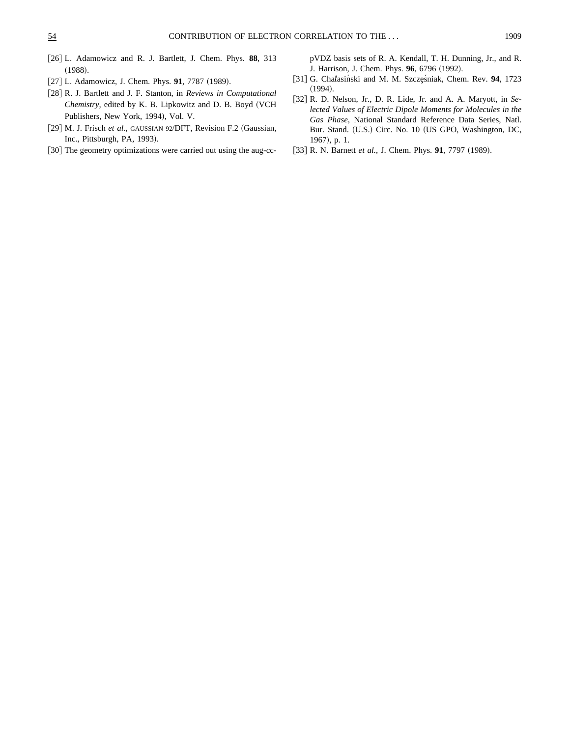[26] L. Adamowicz and R. J. Bartlett, J. Chem. Phys. **88**, 313 (1988).

[27] L. Adamowicz, J. Chem. Phys. **91**, 7787 (1989).

[28] R. J. Bartlett and J. F. Stanton, in *Reviews in Computational Chemistry*, edited by K. B. Lipkowitz and D. B. Boyd (VCH Publishers, New York, 1994), Vol. V.

[29] M. J. Frisch *et al.*, GAUSSIAN 92/DFT, Revision F.2 (Gaussian, Inc., Pittsburgh, PA, 1993).

[30] The geometry optimizations were carried out using the aug-cc-pVDZ basis sets of R. A. Kendall, T. H. Dunning, Jr., and R. J. Harrison, J. Chem. Phys. **96**, 6796 (1992).

[31] G. Chałasiński and M. M. Szczęśniak, Chem. Rev. **94**, 1723 (1994).

[32] R. D. Nelson, Jr., D. R. Lide, Jr. and A. A. Maryott, in *Selected Values of Electric Dipole Moments for Molecules in the Gas Phase*, National Standard Reference Data Series, Natl. Bur. Stand. (U.S.) Circ. No. 10 (US GPO, Washington, DC, 1967), p. 1.

[33] R. N. Barnett *et al.*, J. Chem. Phys. **91**, 7797 (1989).